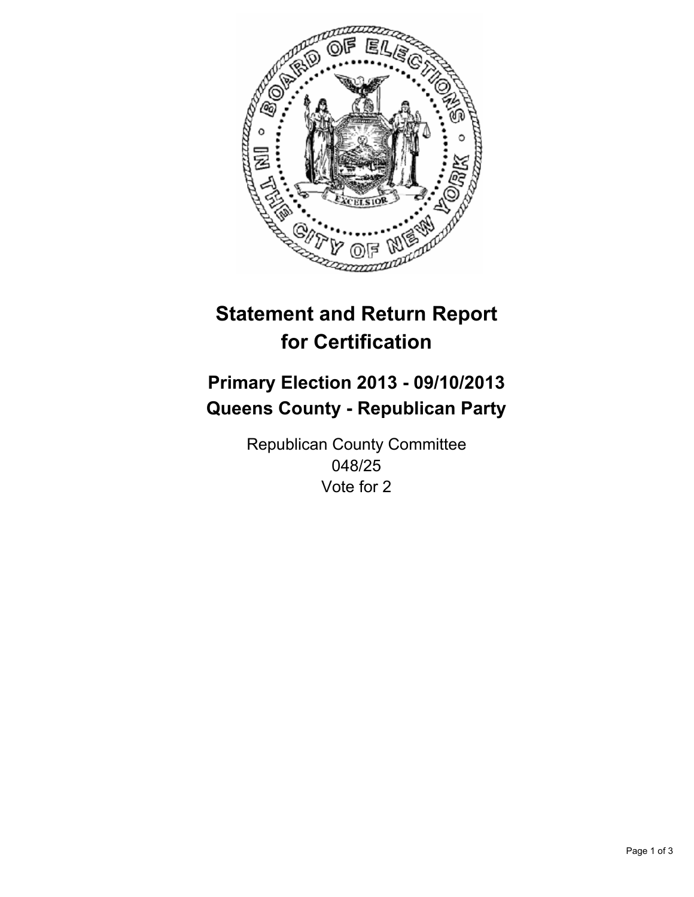# Statement and Return Report for Certification

## Primary Election 2013 - 09/10/2013
## Queens County - Republican Party

Republican County Committee
048/25
Vote for 2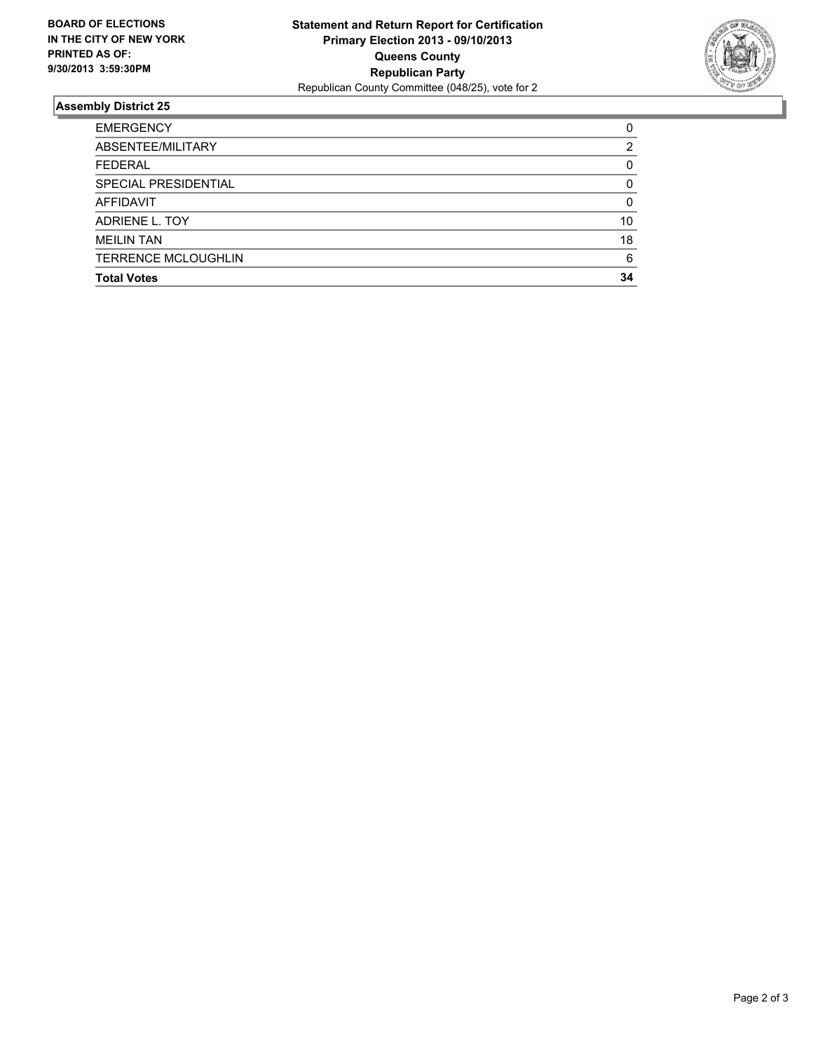**BOARD OF ELECTIONS**
**IN THE CITY OF NEW YORK**
**PRINTED AS OF:**
**9/30/2013 3:59:30PM**

**Statement and Return Report for Certification**
**Primary Election 2013 - 09/10/2013**
**Queens County**
**Republican Party**
Republican County Committee (048/25), vote for 2

## Assembly District 25

| | |
|---|---|
| EMERGENCY | 0 |
| ABSENTEE/MILITARY | 2 |
| FEDERAL | 0 |
| SPECIAL PRESIDENTIAL | 0 |
| AFFIDAVIT | 0 |
| ADRIENE L. TOY | 10 |
| MEILIN TAN | 18 |
| TERRENCE MCLOUGHLIN | 6 |
| **Total Votes** | **34** |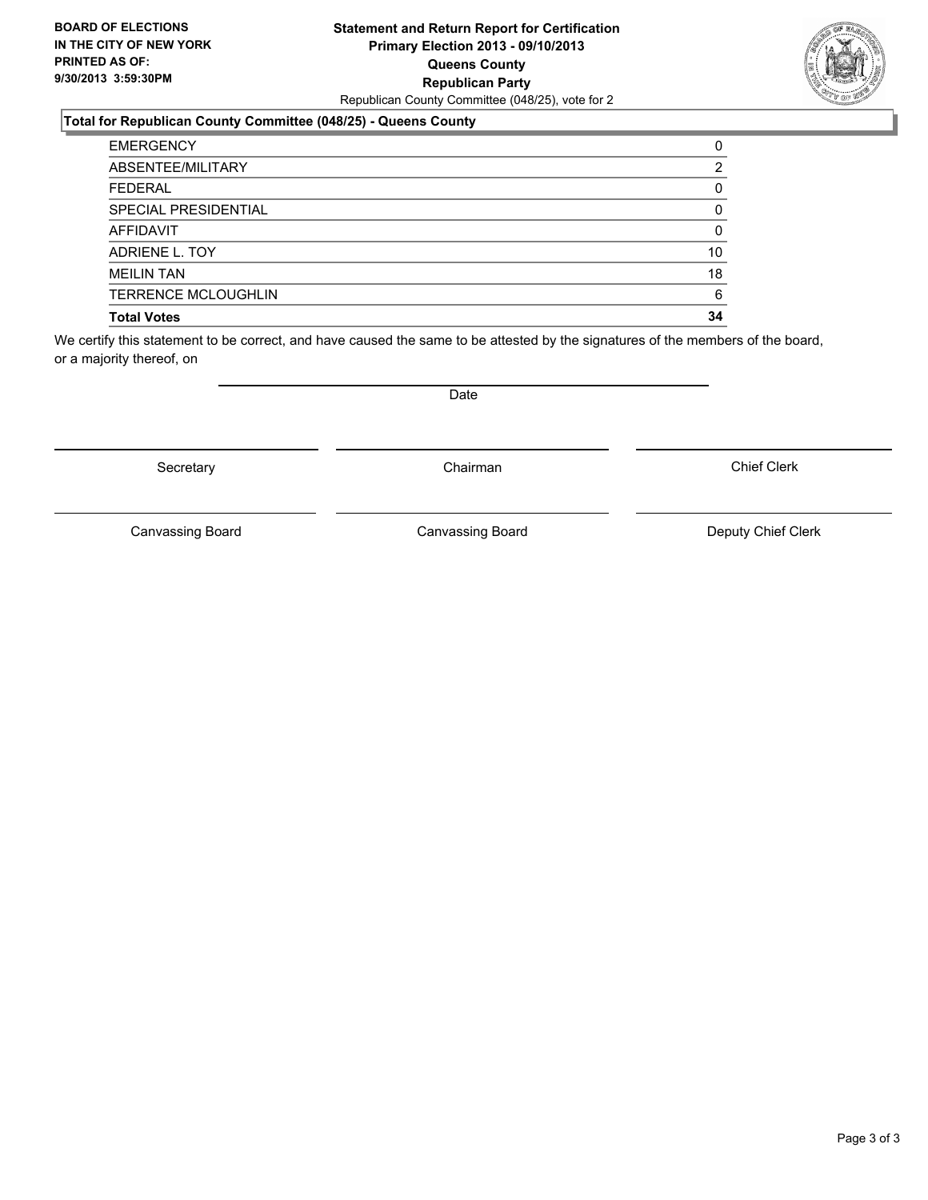**BOARD OF ELECTIONS IN THE CITY OF NEW YORK PRINTED AS OF: 9/30/2013 3:59:30PM**

**Statement and Return Report for Certification**
**Primary Election 2013 - 09/10/2013**
**Queens County**
**Republican Party**
Republican County Committee (048/25), vote for 2

### Total for Republican County Committee (048/25) - Queens County

| | |
|---|---|
| EMERGENCY | 0 |
| ABSENTEE/MILITARY | 2 |
| FEDERAL | 0 |
| SPECIAL PRESIDENTIAL | 0 |
| AFFIDAVIT | 0 |
| ADRIENE L. TOY | 10 |
| MEILIN TAN | 18 |
| TERRENCE MCLOUGHLIN | 6 |
| **Total Votes** | **34** |

We certify this statement to be correct, and have caused the same to be attested by the signatures of the members of the board, or a majority thereof, on

Date

Secretary

Chairman

Chief Clerk

Canvassing Board

Canvassing Board

Deputy Chief Clerk